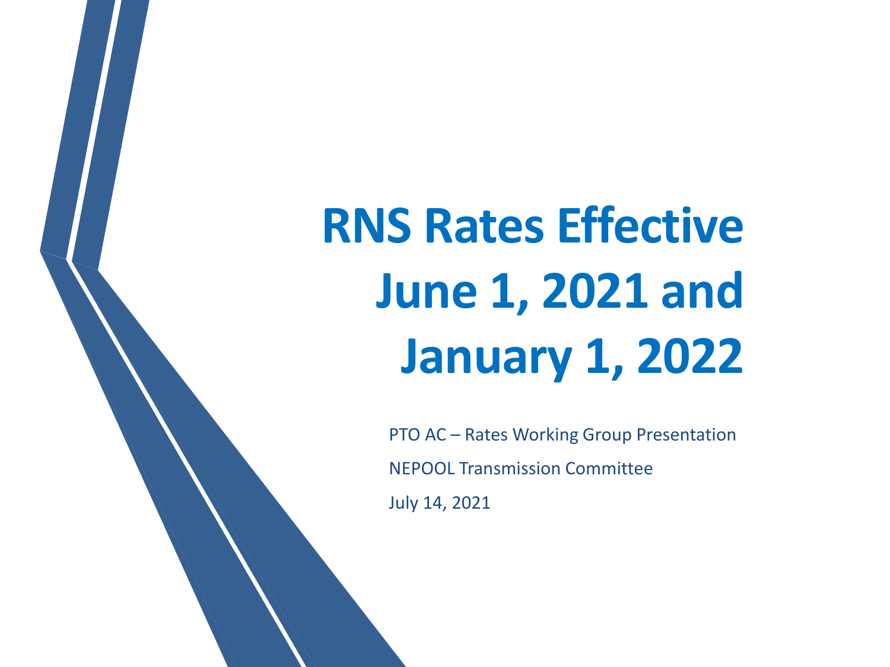# RNS Rates Effective June 1, 2021 and January 1, 2022

PTO AC – Rates Working Group Presentation

NEPOOL Transmission Committee

July 14, 2021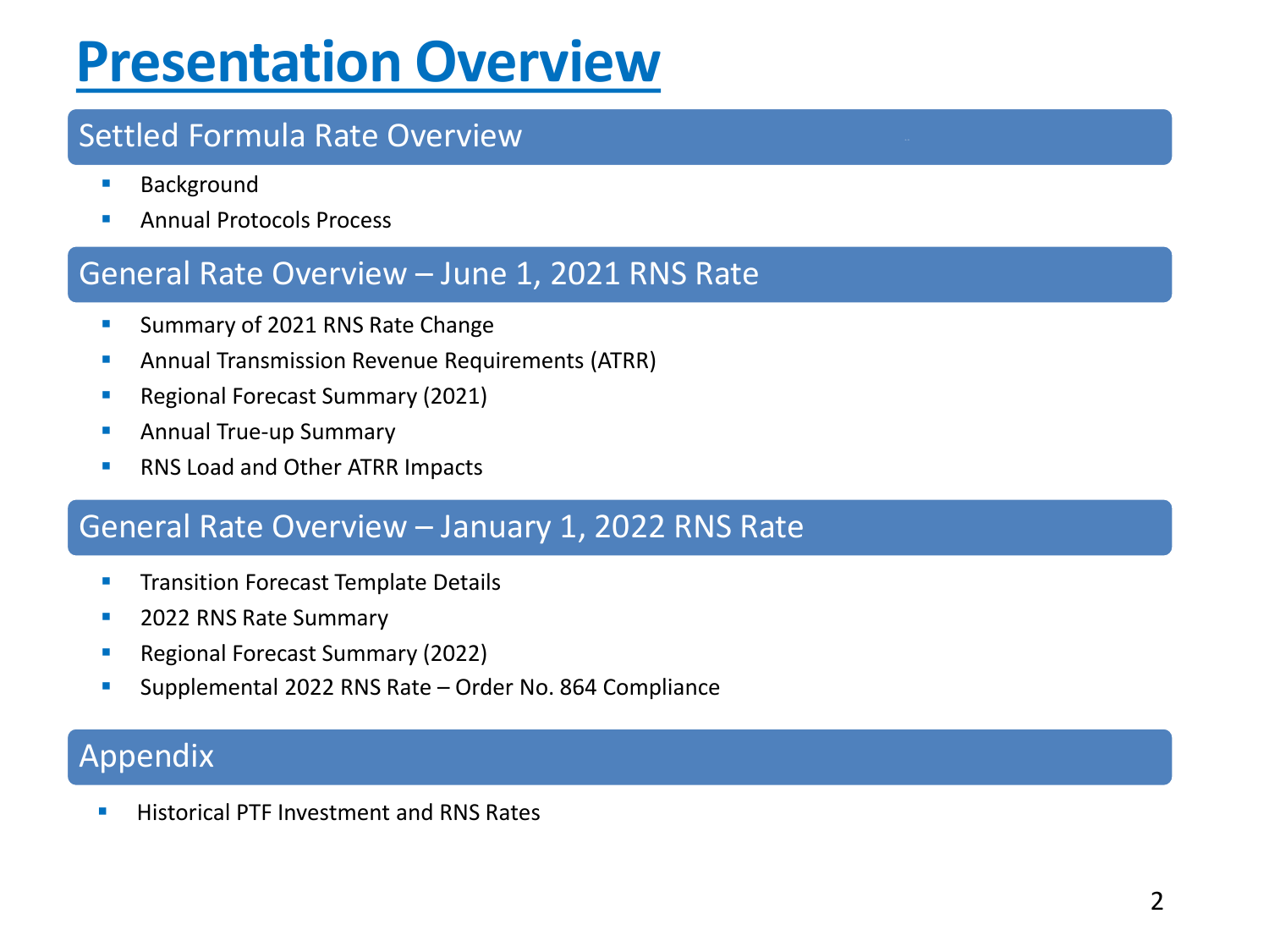# Presentation Overview

## Settled Formula Rate Overview

- Background
- Annual Protocols Process

## General Rate Overview – June 1, 2021 RNS Rate

- Summary of 2021 RNS Rate Change
- Annual Transmission Revenue Requirements (ATRR)
- Regional Forecast Summary (2021)
- Annual True-up Summary
- RNS Load and Other ATRR Impacts

## General Rate Overview – January 1, 2022 RNS Rate

- Transition Forecast Template Details
- 2022 RNS Rate Summary
- Regional Forecast Summary (2022)
- Supplemental 2022 RNS Rate – Order No. 864 Compliance

## Appendix

- Historical PTF Investment and RNS Rates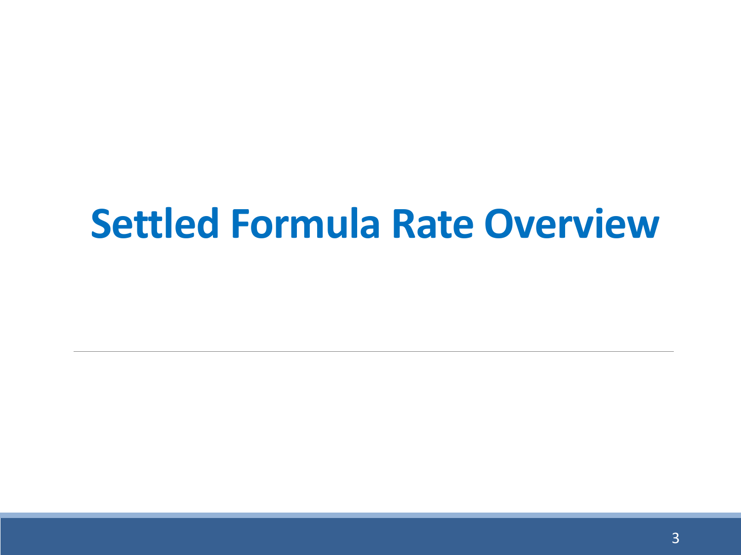# Settled Formula Rate Overview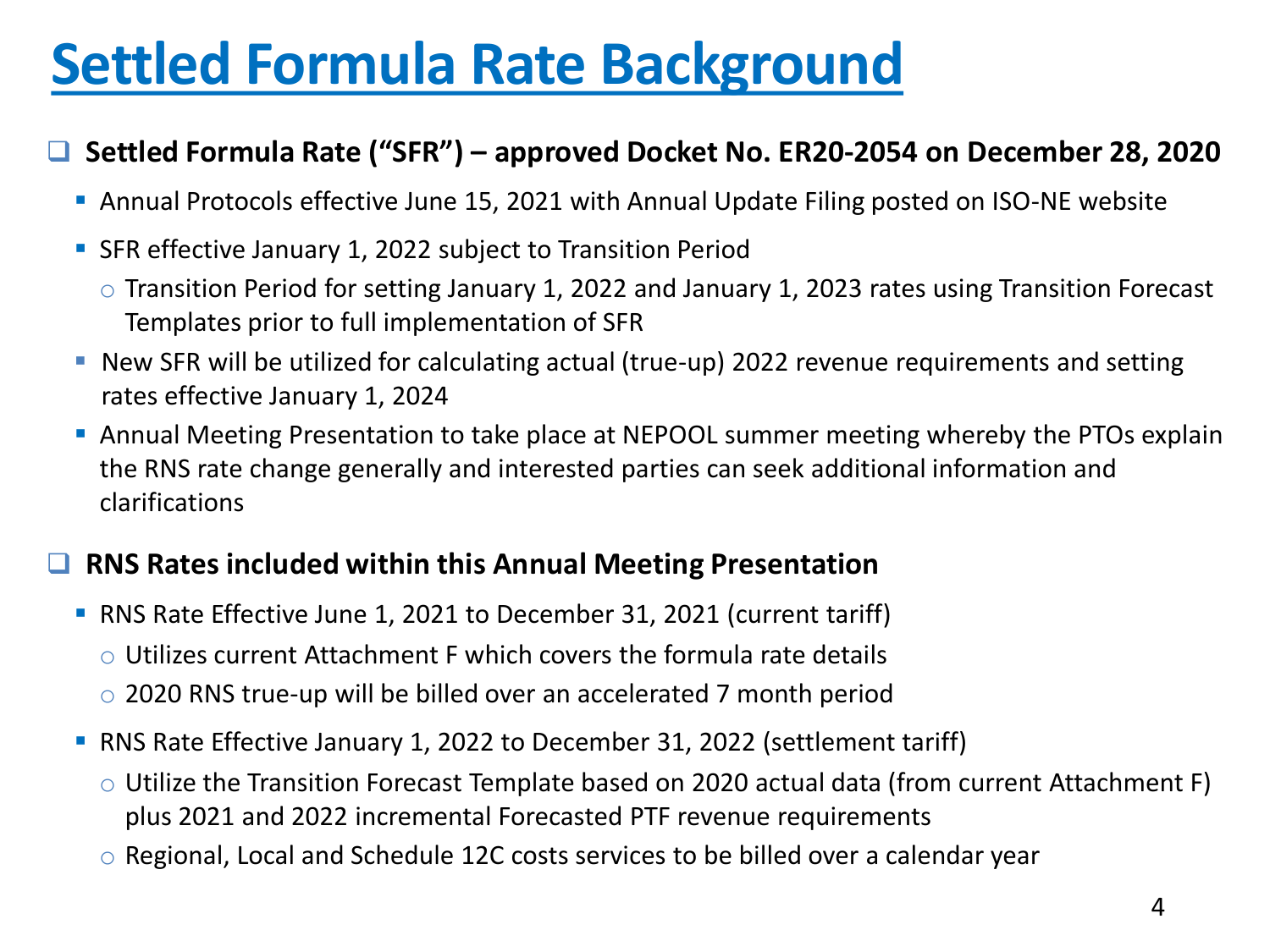# Settled Formula Rate Background

- **Settled Formula Rate ("SFR") – approved Docket No. ER20-2054 on December 28, 2020**
  - Annual Protocols effective June 15, 2021 with Annual Update Filing posted on ISO-NE website
  - SFR effective January 1, 2022 subject to Transition Period
    - Transition Period for setting January 1, 2022 and January 1, 2023 rates using Transition Forecast Templates prior to full implementation of SFR
  - New SFR will be utilized for calculating actual (true-up) 2022 revenue requirements and setting rates effective January 1, 2024
  - Annual Meeting Presentation to take place at NEPOOL summer meeting whereby the PTOs explain the RNS rate change generally and interested parties can seek additional information and clarifications

- **RNS Rates included within this Annual Meeting Presentation**
  - RNS Rate Effective June 1, 2021 to December 31, 2021 (current tariff)
    - Utilizes current Attachment F which covers the formula rate details
    - 2020 RNS true-up will be billed over an accelerated 7 month period
  - RNS Rate Effective January 1, 2022 to December 31, 2022 (settlement tariff)
    - Utilize the Transition Forecast Template based on 2020 actual data (from current Attachment F) plus 2021 and 2022 incremental Forecasted PTF revenue requirements
    - Regional, Local and Schedule 12C costs services to be billed over a calendar year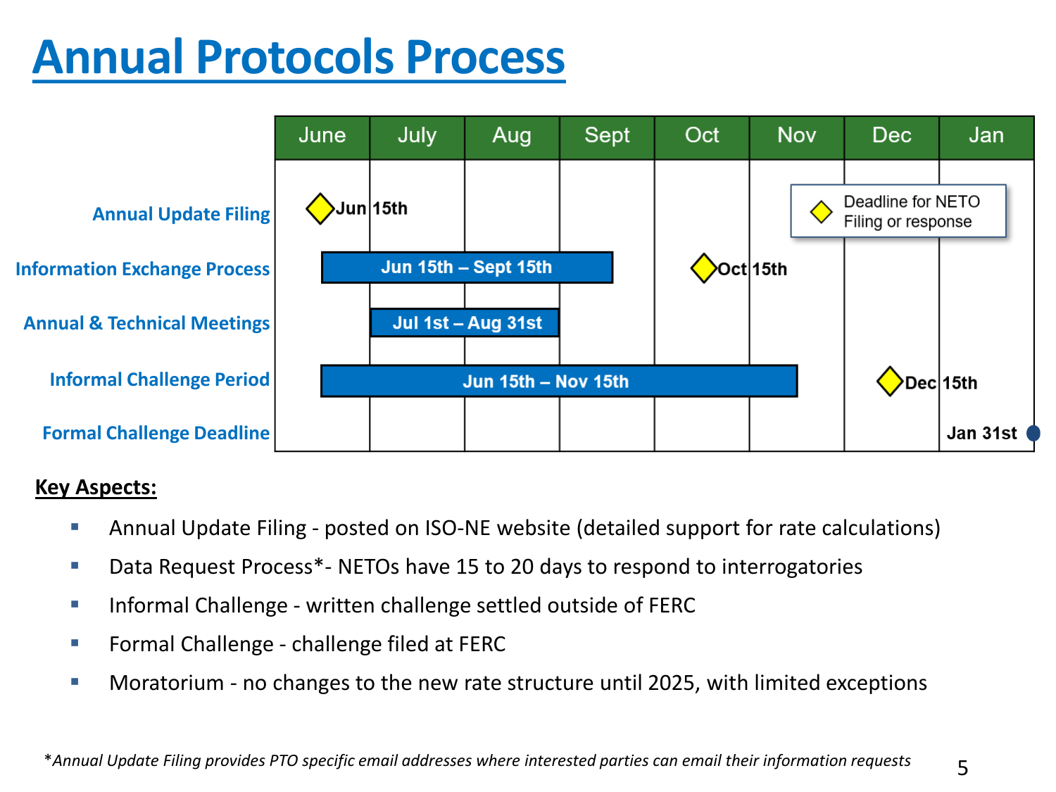# Annual Protocols Process

| | June | July | Aug | Sept | Oct | Nov | Dec | Jan |
|---|---|---|---|---|---|---|---|---|
| Annual Update Filing | ◆ Jun 15th | | | | | | | |
| Information Exchange Process | Jun 15th – Sept 15th | | | | ◆ Oct 15th | | | |
| Annual & Technical Meetings | | Jul 1st – Aug 31st | | | | | | |
| Informal Challenge Period | Jun 15th – Nov 15th | | | | | | ◆ Dec 15th | |
| Formal Challenge Deadline | | | | | | | | Jan 31st |

◆ Deadline for NETO Filing or response

**Key Aspects:**

- Annual Update Filing - posted on ISO-NE website (detailed support for rate calculations)
- Data Request Process*- NETOs have 15 to 20 days to respond to interrogatories
- Informal Challenge - written challenge settled outside of FERC
- Formal Challenge - challenge filed at FERC
- Moratorium - no changes to the new rate structure until 2025, with limited exceptions

*\*Annual Update Filing provides PTO specific email addresses where interested parties can email their information requests*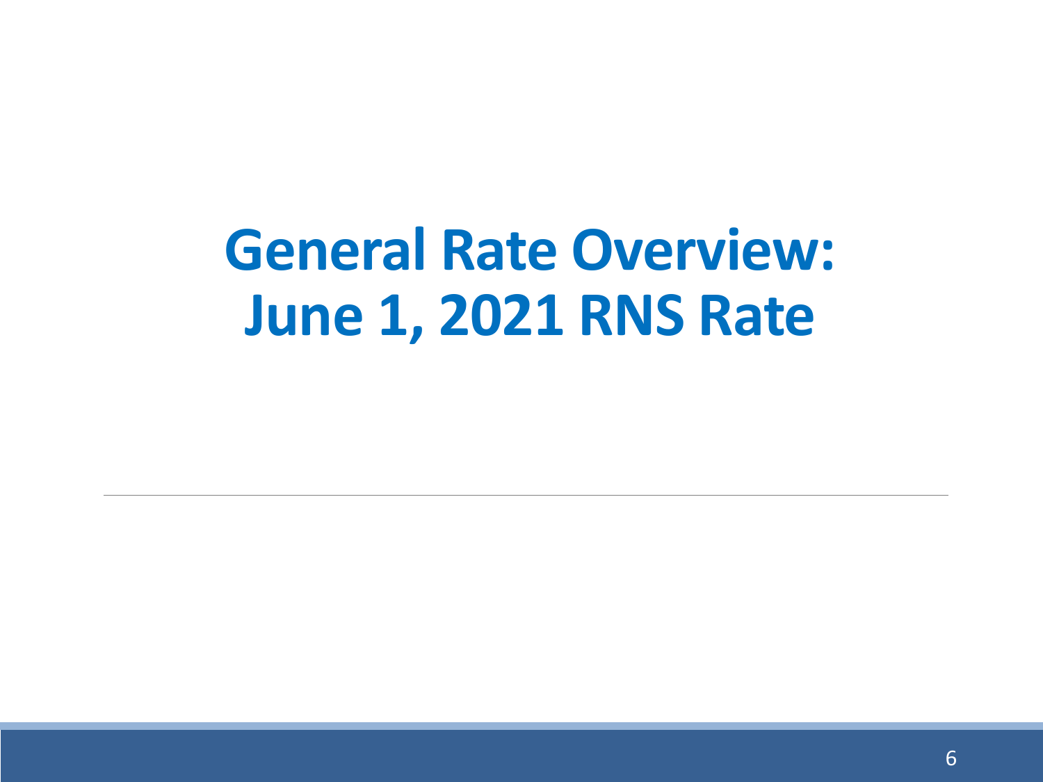# General Rate Overview: June 1, 2021 RNS Rate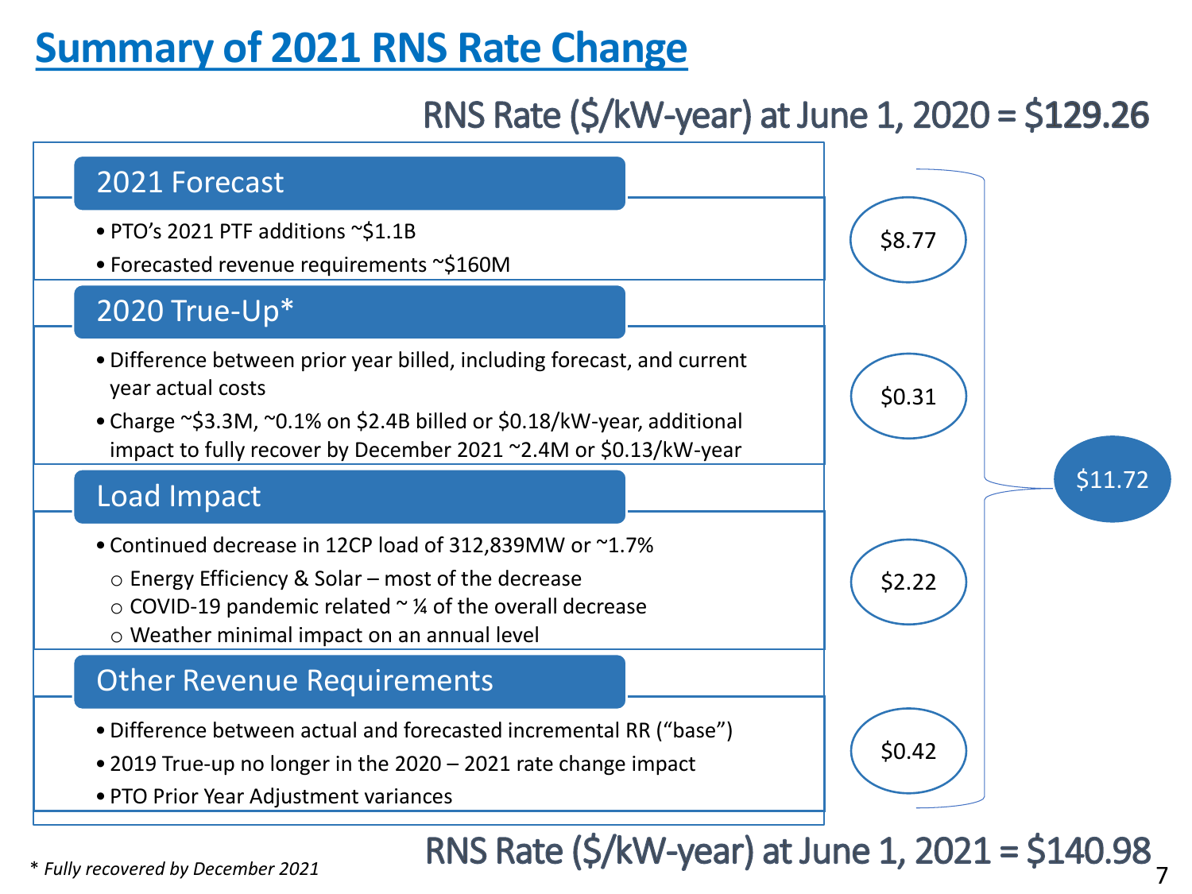# Summary of 2021 RNS Rate Change

## RNS Rate ($/kW-year) at June 1, 2020 = $129.26

### 2021 Forecast

- PTO's 2021 PTF additions ~$1.1B
- Forecasted revenue requirements ~$160M

$8.77

### 2020 True-Up*

- Difference between prior year billed, including forecast, and current year actual costs
- Charge ~$3.3M, ~0.1% on $2.4B billed or $0.18/kW-year, additional impact to fully recover by December 2021 ~2.4M or $0.13/kW-year

$0.31

### Load Impact

- Continued decrease in 12CP load of 312,839MW or ~1.7%
  - Energy Efficiency & Solar – most of the decrease
  - COVID-19 pandemic related ~ ¼ of the overall decrease
  - Weather minimal impact on an annual level

$2.22

### Other Revenue Requirements

- Difference between actual and forecasted incremental RR ("base")
- 2019 True-up no longer in the 2020 – 2021 rate change impact
- PTO Prior Year Adjustment variances

$0.42

Total: $11.72

## RNS Rate ($/kW-year) at June 1, 2021 = $140.98

*\* Fully recovered by December 2021*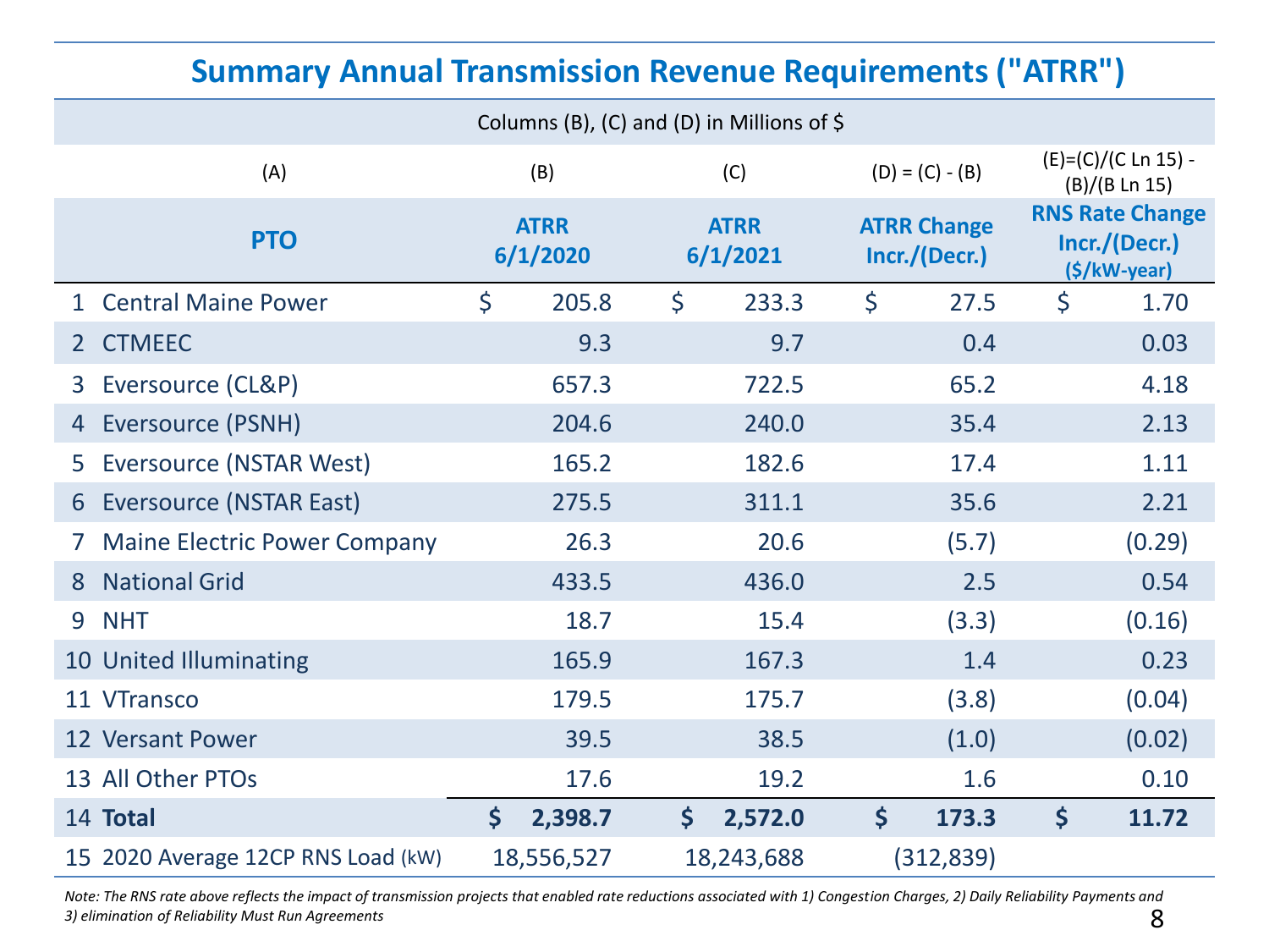# Summary Annual Transmission Revenue Requirements ("ATRR")

Columns (B), (C) and (D) in Millions of $

| | (A) | (B) | (C) | (D) = (C) - (B) | (E)=(C)/(C Ln 15) - (B)/(B Ln 15) |
|---|---|---|---|---|---|
| | **PTO** | **ATRR 6/1/2020** | **ATRR 6/1/2021** | **ATRR Change Incr./(Decr.)** | **RNS Rate Change Incr./(Decr.) ($/kW-year)** |
| 1 | Central Maine Power | $ 205.8 | $ 233.3 | $ 27.5 | $ 1.70 |
| 2 | CTMEEC | 9.3 | 9.7 | 0.4 | 0.03 |
| 3 | Eversource (CL&P) | 657.3 | 722.5 | 65.2 | 4.18 |
| 4 | Eversource (PSNH) | 204.6 | 240.0 | 35.4 | 2.13 |
| 5 | Eversource (NSTAR West) | 165.2 | 182.6 | 17.4 | 1.11 |
| 6 | Eversource (NSTAR East) | 275.5 | 311.1 | 35.6 | 2.21 |
| 7 | Maine Electric Power Company | 26.3 | 20.6 | (5.7) | (0.29) |
| 8 | National Grid | 433.5 | 436.0 | 2.5 | 0.54 |
| 9 | NHT | 18.7 | 15.4 | (3.3) | (0.16) |
| 10 | United Illuminating | 165.9 | 167.3 | 1.4 | 0.23 |
| 11 | VTransco | 179.5 | 175.7 | (3.8) | (0.04) |
| 12 | Versant Power | 39.5 | 38.5 | (1.0) | (0.02) |
| 13 | All Other PTOs | 17.6 | 19.2 | 1.6 | 0.10 |
| 14 | **Total** | **$ 2,398.7** | **$ 2,572.0** | **$ 173.3** | **$ 11.72** |
| 15 | 2020 Average 12CP RNS Load (kW) | 18,556,527 | 18,243,688 | (312,839) | |

*Note: The RNS rate above reflects the impact of transmission projects that enabled rate reductions associated with 1) Congestion Charges, 2) Daily Reliability Payments and 3) elimination of Reliability Must Run Agreements*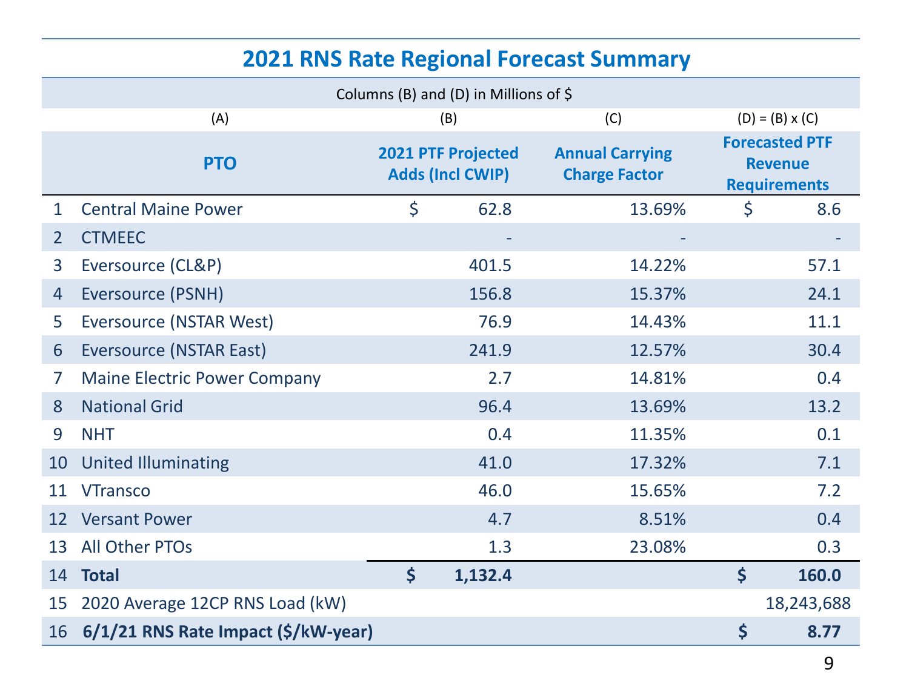# 2021 RNS Rate Regional Forecast Summary

Columns (B) and (D) in Millions of $

| | (A) | (B) | (C) | (D) = (B) x (C) |
|---|---|---|---|---|
| | **PTO** | **2021 PTF Projected Adds (Incl CWIP)** | **Annual Carrying Charge Factor** | **Forecasted PTF Revenue Requirements** |
| 1 | Central Maine Power | $ 62.8 | 13.69% | $ 8.6 |
| 2 | CTMEEC | - | - | - |
| 3 | Eversource (CL&P) | 401.5 | 14.22% | 57.1 |
| 4 | Eversource (PSNH) | 156.8 | 15.37% | 24.1 |
| 5 | Eversource (NSTAR West) | 76.9 | 14.43% | 11.1 |
| 6 | Eversource (NSTAR East) | 241.9 | 12.57% | 30.4 |
| 7 | Maine Electric Power Company | 2.7 | 14.81% | 0.4 |
| 8 | National Grid | 96.4 | 13.69% | 13.2 |
| 9 | NHT | 0.4 | 11.35% | 0.1 |
| 10 | United Illuminating | 41.0 | 17.32% | 7.1 |
| 11 | VTransco | 46.0 | 15.65% | 7.2 |
| 12 | Versant Power | 4.7 | 8.51% | 0.4 |
| 13 | All Other PTOs | 1.3 | 23.08% | 0.3 |
| 14 | **Total** | **$ 1,132.4** | | **$ 160.0** |
| 15 | 2020 Average 12CP RNS Load (kW) | | | 18,243,688 |
| 16 | **6/1/21 RNS Rate Impact ($/kW-year)** | | | **$ 8.77** |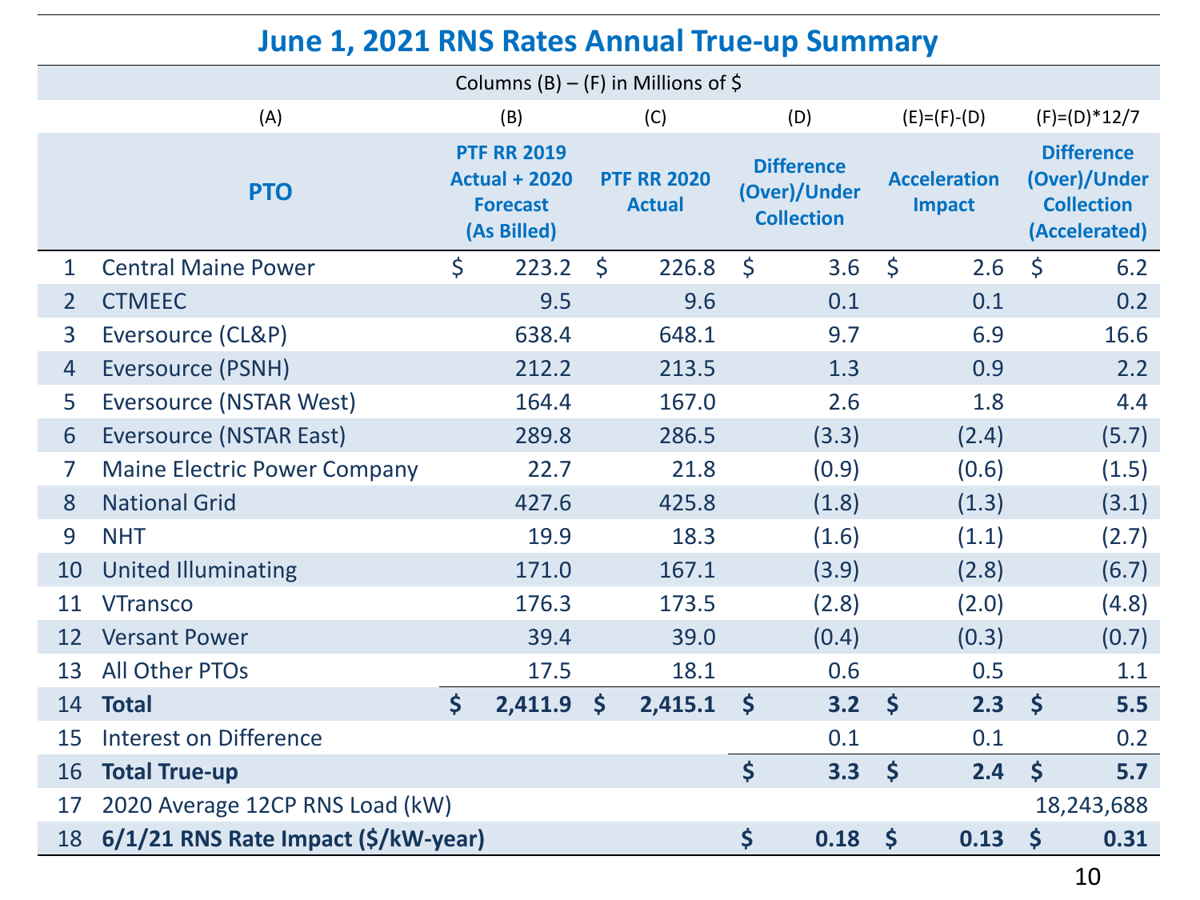# June 1, 2021 RNS Rates Annual True-up Summary

| | Columns (B) – (F) in Millions of $ | | | | | |
|---|---|---|---|---|---|---|
| | (A) | (B) | (C) | (D) | (E)=(F)-(D) | (F)=(D)*12/7 |
| | **PTO** | **PTF RR 2019 Actual + 2020 Forecast (As Billed)** | **PTF RR 2020 Actual** | **Difference (Over)/Under Collection** | **Acceleration Impact** | **Difference (Over)/Under Collection (Accelerated)** |
| 1 | Central Maine Power | $ 223.2 | $ 226.8 | $ 3.6 | $ 2.6 | $ 6.2 |
| 2 | CTMEEC | 9.5 | 9.6 | 0.1 | 0.1 | 0.2 |
| 3 | Eversource (CL&P) | 638.4 | 648.1 | 9.7 | 6.9 | 16.6 |
| 4 | Eversource (PSNH) | 212.2 | 213.5 | 1.3 | 0.9 | 2.2 |
| 5 | Eversource (NSTAR West) | 164.4 | 167.0 | 2.6 | 1.8 | 4.4 |
| 6 | Eversource (NSTAR East) | 289.8 | 286.5 | (3.3) | (2.4) | (5.7) |
| 7 | Maine Electric Power Company | 22.7 | 21.8 | (0.9) | (0.6) | (1.5) |
| 8 | National Grid | 427.6 | 425.8 | (1.8) | (1.3) | (3.1) |
| 9 | NHT | 19.9 | 18.3 | (1.6) | (1.1) | (2.7) |
| 10 | United Illuminating | 171.0 | 167.1 | (3.9) | (2.8) | (6.7) |
| 11 | VTransco | 176.3 | 173.5 | (2.8) | (2.0) | (4.8) |
| 12 | Versant Power | 39.4 | 39.0 | (0.4) | (0.3) | (0.7) |
| 13 | All Other PTOs | 17.5 | 18.1 | 0.6 | 0.5 | 1.1 |
| 14 | **Total** | **$ 2,411.9** | **$ 2,415.1** | **$ 3.2** | **$ 2.3** | **$ 5.5** |
| 15 | Interest on Difference | | | 0.1 | 0.1 | 0.2 |
| 16 | **Total True-up** | | | **$ 3.3** | **$ 2.4** | **$ 5.7** |
| 17 | 2020 Average 12CP RNS Load (kW) | | | | | 18,243,688 |
| 18 | **6/1/21 RNS Rate Impact ($/kW-year)** | | | **$ 0.18** | **$ 0.13** | **$ 0.31** |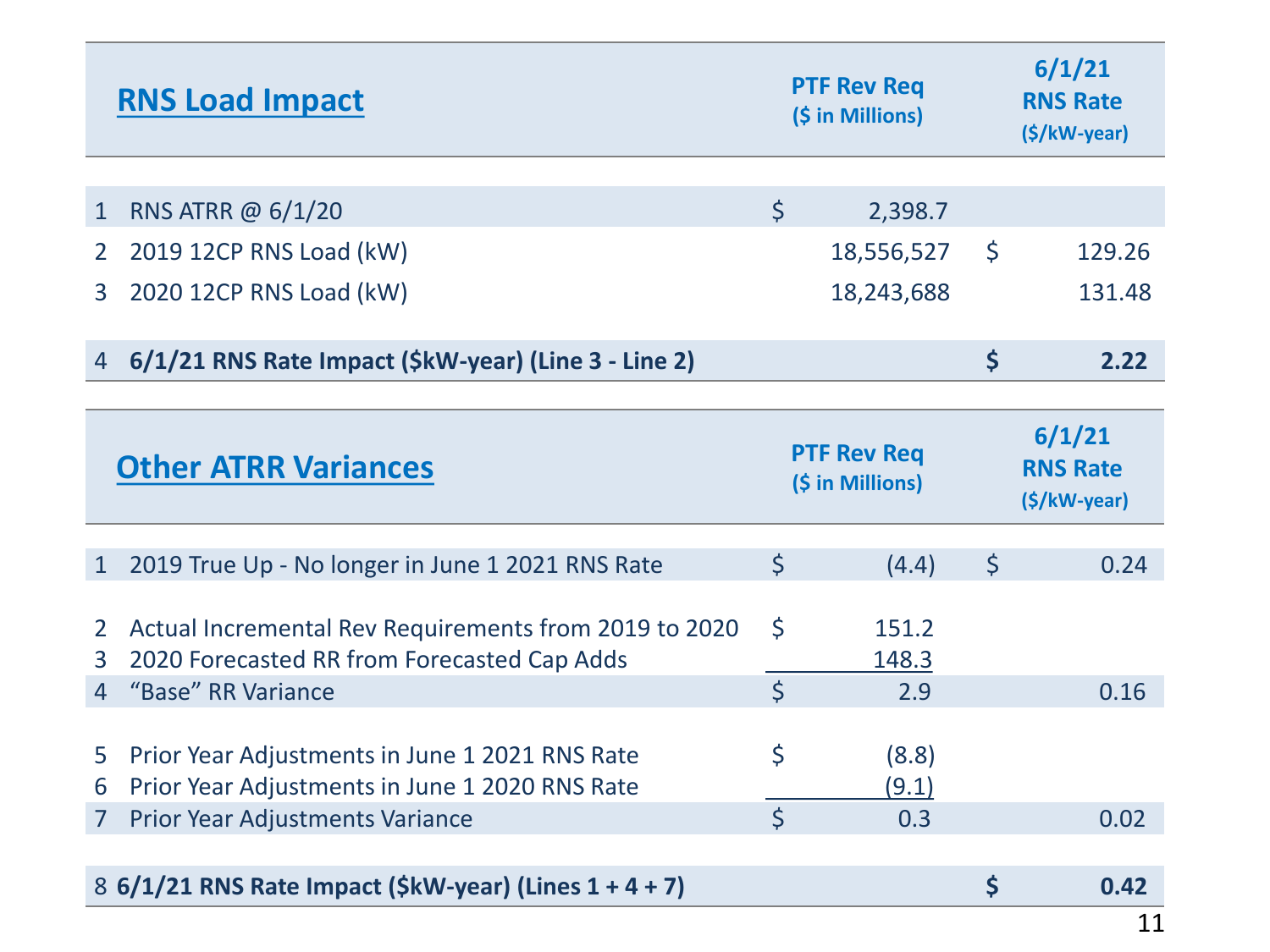| | RNS Load Impact | PTF Rev Req ($ in Millions) | 6/1/21 RNS Rate ($/kW-year) |
|---|---|---|---|
| 1 | RNS ATRR @ 6/1/20 | $ 2,398.7 | |
| 2 | 2019 12CP RNS Load (kW) | 18,556,527 | $ 129.26 |
| 3 | 2020 12CP RNS Load (kW) | 18,243,688 | 131.48 |
| 4 | **6/1/21 RNS Rate Impact ($kW-year) (Line 3 - Line 2)** | | **$ 2.22** |

| | Other ATRR Variances | PTF Rev Req ($ in Millions) | 6/1/21 RNS Rate ($/kW-year) |
|---|---|---|---|
| 1 | 2019 True Up - No longer in June 1 2021 RNS Rate | $ (4.4) | $ 0.24 |
| 2 | Actual Incremental Rev Requirements from 2019 to 2020 | $ 151.2 | |
| 3 | 2020 Forecasted RR from Forecasted Cap Adds | 148.3 | |
| 4 | "Base" RR Variance | $ 2.9 | 0.16 |
| 5 | Prior Year Adjustments in June 1 2021 RNS Rate | $ (8.8) | |
| 6 | Prior Year Adjustments in June 1 2020 RNS Rate | (9.1) | |
| 7 | Prior Year Adjustments Variance | $ 0.3 | 0.02 |
| 8 | **6/1/21 RNS Rate Impact ($kW-year) (Lines 1 + 4 + 7)** | | **$ 0.42** |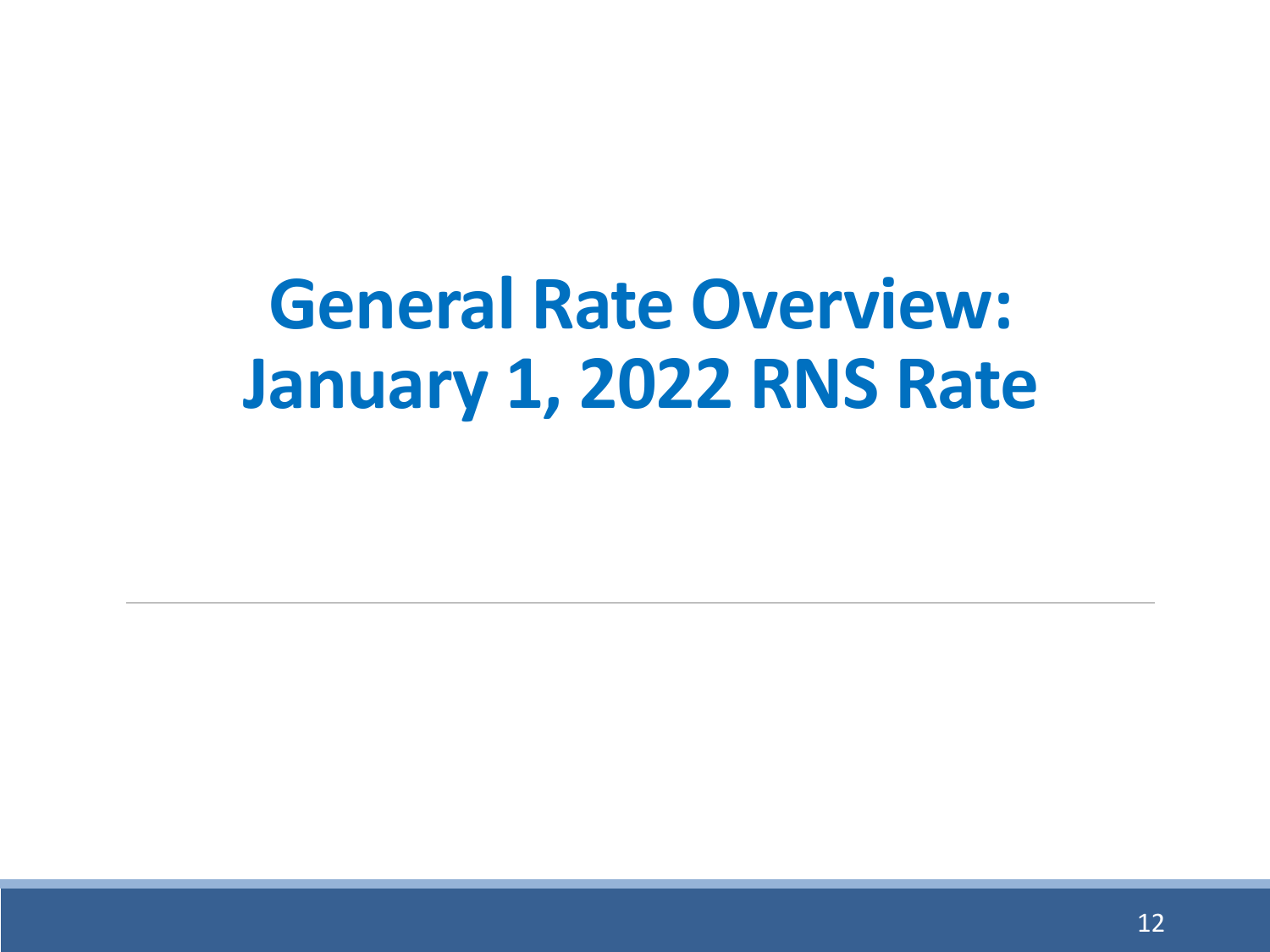# General Rate Overview: January 1, 2022 RNS Rate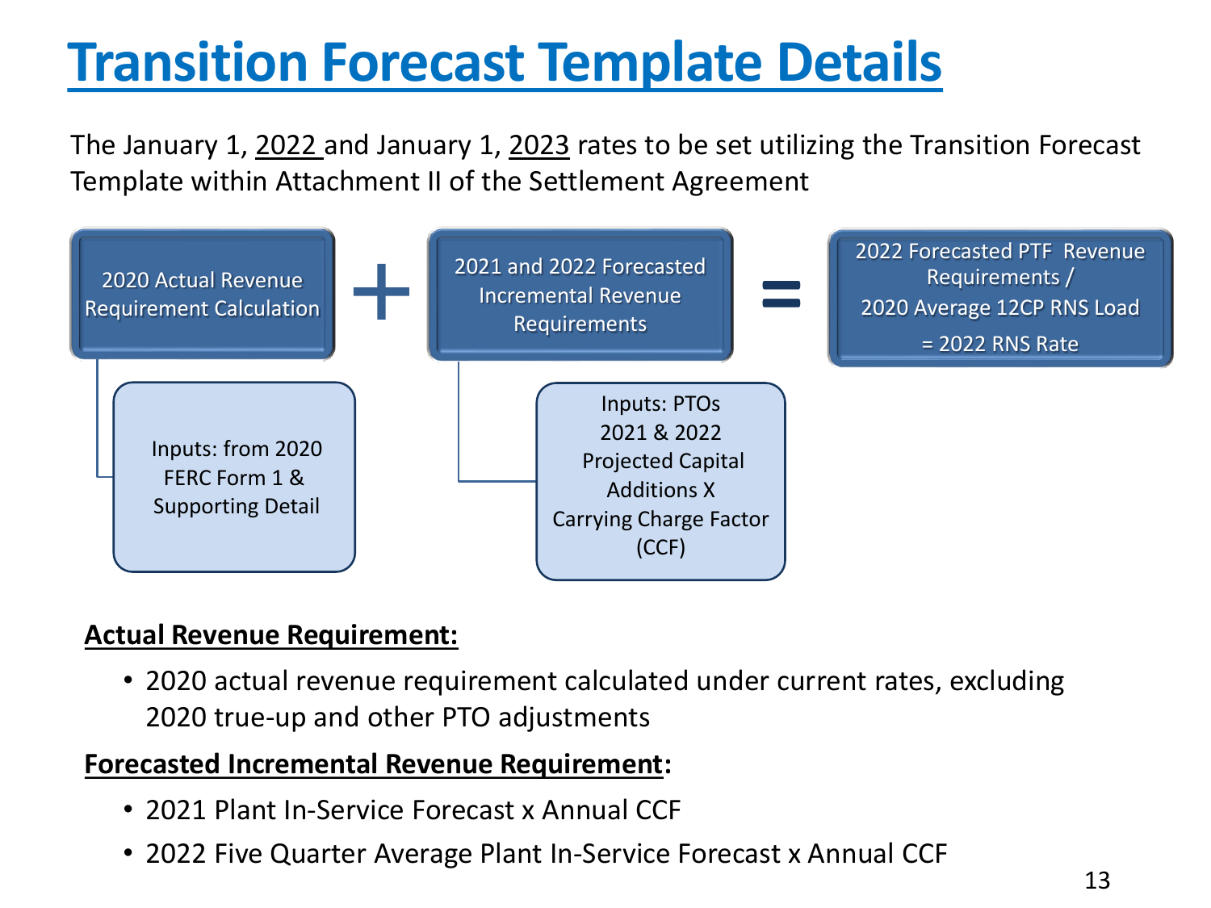# Transition Forecast Template Details

The January 1, 2022 and January 1, 2023 rates to be set utilizing the Transition Forecast Template within Attachment II of the Settlement Agreement

2020 Actual Revenue Requirement Calculation + 2021 and 2022 Forecasted Incremental Revenue Requirements = 2022 Forecasted PTF Revenue Requirements / 2020 Average 12CP RNS Load = 2022 RNS Rate

- 2020 Actual Revenue Requirement Calculation — Inputs: from 2020 FERC Form 1 & Supporting Detail
- 2021 and 2022 Forecasted Incremental Revenue Requirements — Inputs: PTOs 2021 & 2022 Projected Capital Additions X Carrying Charge Factor (CCF)

**Actual Revenue Requirement:**

- 2020 actual revenue requirement calculated under current rates, excluding 2020 true-up and other PTO adjustments

**Forecasted Incremental Revenue Requirement:**

- 2021 Plant In-Service Forecast x Annual CCF
- 2022 Five Quarter Average Plant In-Service Forecast x Annual CCF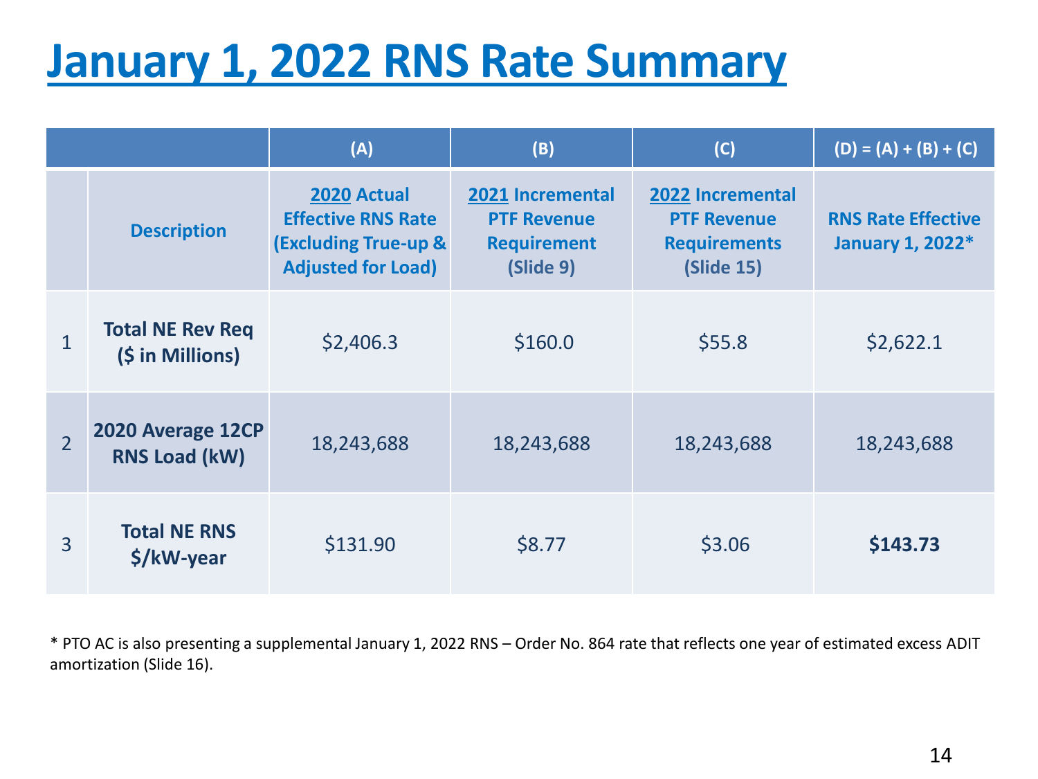# January 1, 2022 RNS Rate Summary

| | | (A) | (B) | (C) | (D) = (A) + (B) + (C) |
|---|---|---|---|---|---|
| | **Description** | **2020 Actual Effective RNS Rate (Excluding True-up & Adjusted for Load)** | **2021 Incremental PTF Revenue Requirement (Slide 9)** | **2022 Incremental PTF Revenue Requirements (Slide 15)** | **RNS Rate Effective January 1, 2022*** |
| 1 | **Total NE Rev Req ($ in Millions)** | $2,406.3 | $160.0 | $55.8 | $2,622.1 |
| 2 | **2020 Average 12CP RNS Load (kW)** | 18,243,688 | 18,243,688 | 18,243,688 | 18,243,688 |
| 3 | **Total NE RNS $/kW-year** | $131.90 | $8.77 | $3.06 | **$143.73** |

* PTO AC is also presenting a supplemental January 1, 2022 RNS – Order No. 864 rate that reflects one year of estimated excess ADIT amortization (Slide 16).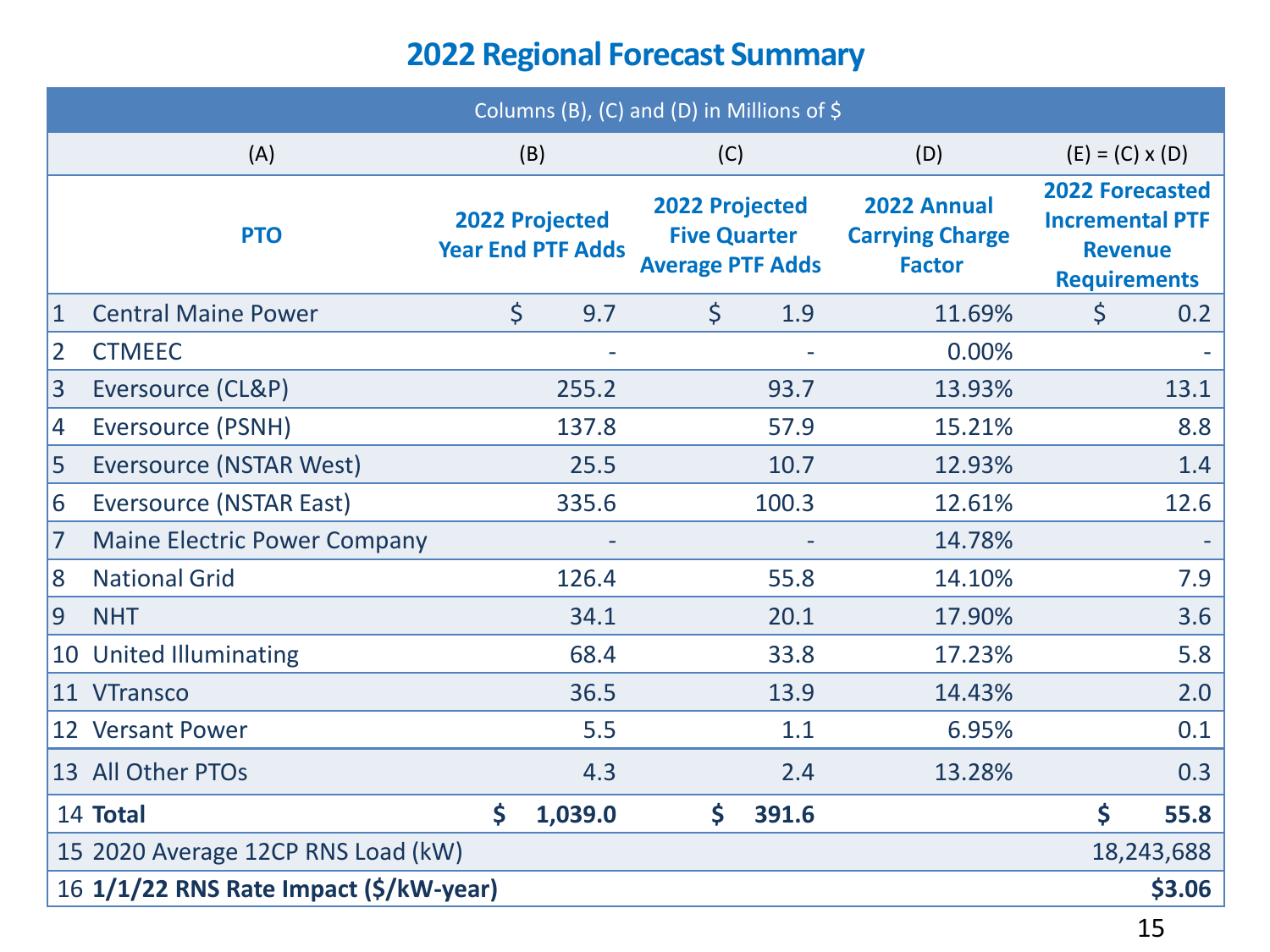# 2022 Regional Forecast Summary

| Columns (B), (C) and (D) in Millions of $ | | | | | |
|---|---|---|---|---|---|
| | (A) | (B) | (C) | (D) | (E) = (C) x (D) |
| | PTO | 2022 Projected Year End PTF Adds | 2022 Projected Five Quarter Average PTF Adds | 2022 Annual Carrying Charge Factor | 2022 Forecasted Incremental PTF Revenue Requirements |
| 1 | Central Maine Power | $ 9.7 | $ 1.9 | 11.69% | $ 0.2 |
| 2 | CTMEEC | - | - | 0.00% | - |
| 3 | Eversource (CL&P) | 255.2 | 93.7 | 13.93% | 13.1 |
| 4 | Eversource (PSNH) | 137.8 | 57.9 | 15.21% | 8.8 |
| 5 | Eversource (NSTAR West) | 25.5 | 10.7 | 12.93% | 1.4 |
| 6 | Eversource (NSTAR East) | 335.6 | 100.3 | 12.61% | 12.6 |
| 7 | Maine Electric Power Company | - | - | 14.78% | - |
| 8 | National Grid | 126.4 | 55.8 | 14.10% | 7.9 |
| 9 | NHT | 34.1 | 20.1 | 17.90% | 3.6 |
| 10 | United Illuminating | 68.4 | 33.8 | 17.23% | 5.8 |
| 11 | VTransco | 36.5 | 13.9 | 14.43% | 2.0 |
| 12 | Versant Power | 5.5 | 1.1 | 6.95% | 0.1 |
| 13 | All Other PTOs | 4.3 | 2.4 | 13.28% | 0.3 |
| 14 | **Total** | **$ 1,039.0** | **$ 391.6** | | **$ 55.8** |
| 15 | 2020 Average 12CP RNS Load (kW) | | | | 18,243,688 |
| 16 | **1/1/22 RNS Rate Impact ($/kW-year)** | | | | **$3.06** |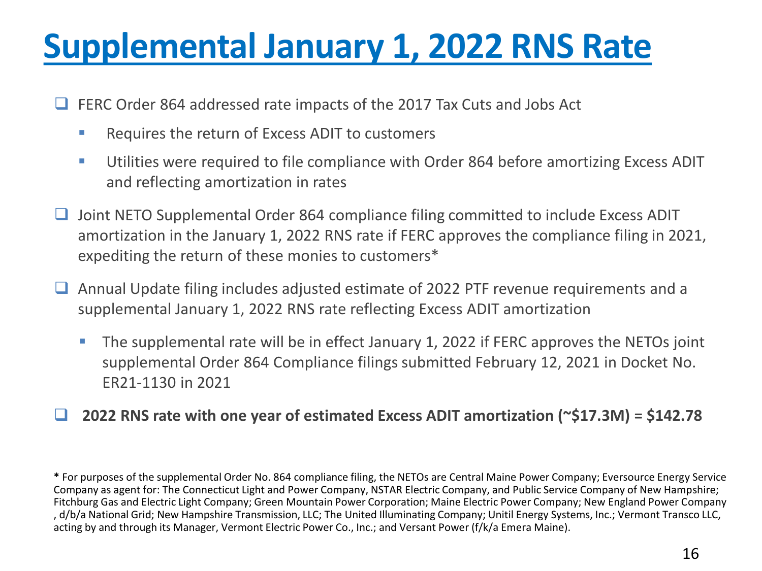# Supplemental January 1, 2022 RNS Rate

- FERC Order 864 addressed rate impacts of the 2017 Tax Cuts and Jobs Act
  - Requires the return of Excess ADIT to customers
  - Utilities were required to file compliance with Order 864 before amortizing Excess ADIT and reflecting amortization in rates
- Joint NETO Supplemental Order 864 compliance filing committed to include Excess ADIT amortization in the January 1, 2022 RNS rate if FERC approves the compliance filing in 2021, expediting the return of these monies to customers*
- Annual Update filing includes adjusted estimate of 2022 PTF revenue requirements and a supplemental January 1, 2022 RNS rate reflecting Excess ADIT amortization
  - The supplemental rate will be in effect January 1, 2022 if FERC approves the NETOs joint supplemental Order 864 Compliance filings submitted February 12, 2021 in Docket No. ER21-1130 in 2021
- **2022 RNS rate with one year of estimated Excess ADIT amortization (~$17.3M) = $142.78**

**\*** For purposes of the supplemental Order No. 864 compliance filing, the NETOs are Central Maine Power Company; Eversource Energy Service Company as agent for: The Connecticut Light and Power Company, NSTAR Electric Company, and Public Service Company of New Hampshire; Fitchburg Gas and Electric Light Company; Green Mountain Power Corporation; Maine Electric Power Company; New England Power Company , d/b/a National Grid; New Hampshire Transmission, LLC; The United Illuminating Company; Unitil Energy Systems, Inc.; Vermont Transco LLC, acting by and through its Manager, Vermont Electric Power Co., Inc.; and Versant Power (f/k/a Emera Maine).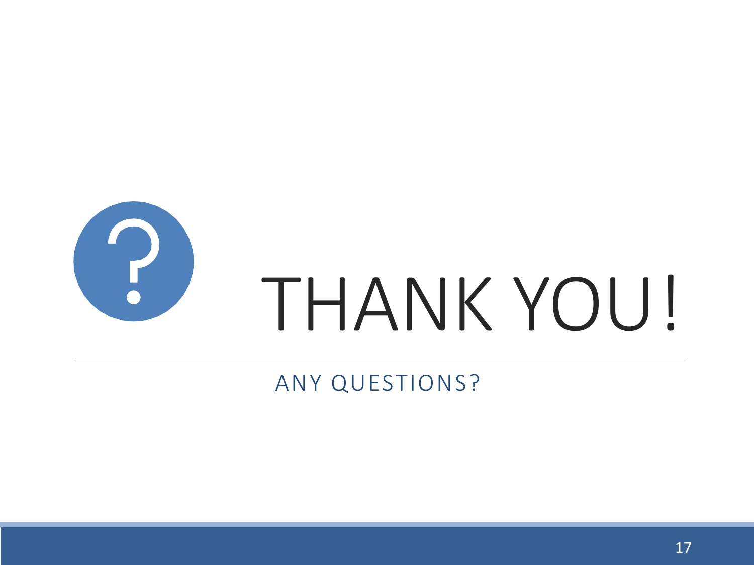# THANK YOU!

ANY QUESTIONS?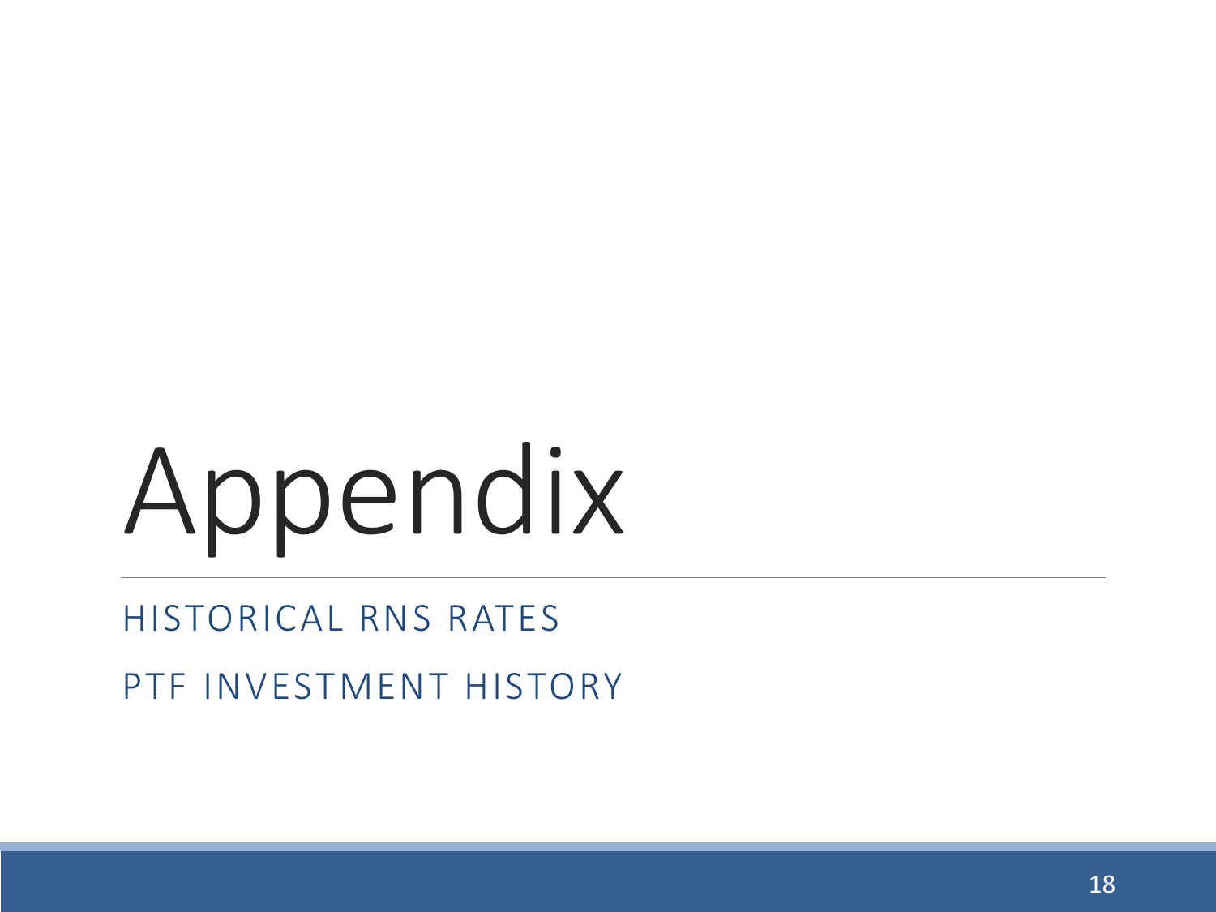# Appendix

HISTORICAL RNS RATES

PTF INVESTMENT HISTORY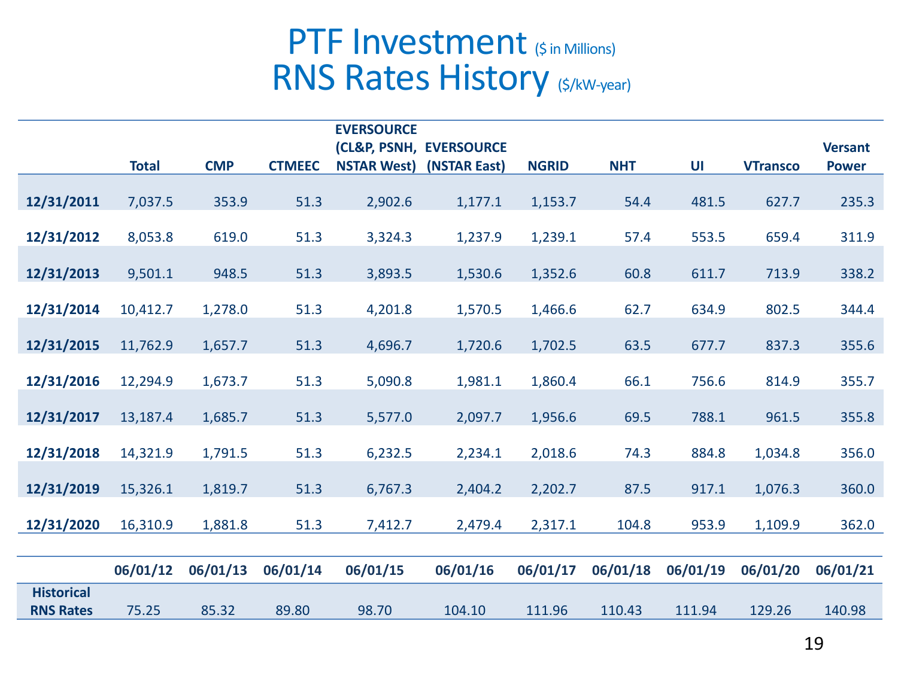# PTF Investment ($ in Millions)
# RNS Rates History ($/kW-year)

| | Total | CMP | CTMEEC | EVERSOURCE (CL&P, PSNH, NSTAR West) | EVERSOURCE (NSTAR East) | NGRID | NHT | UI | VTransco | Versant Power |
|---|---|---|---|---|---|---|---|---|---|---|
| **12/31/2011** | 7,037.5 | 353.9 | 51.3 | 2,902.6 | 1,177.1 | 1,153.7 | 54.4 | 481.5 | 627.7 | 235.3 |
| **12/31/2012** | 8,053.8 | 619.0 | 51.3 | 3,324.3 | 1,237.9 | 1,239.1 | 57.4 | 553.5 | 659.4 | 311.9 |
| **12/31/2013** | 9,501.1 | 948.5 | 51.3 | 3,893.5 | 1,530.6 | 1,352.6 | 60.8 | 611.7 | 713.9 | 338.2 |
| **12/31/2014** | 10,412.7 | 1,278.0 | 51.3 | 4,201.8 | 1,570.5 | 1,466.6 | 62.7 | 634.9 | 802.5 | 344.4 |
| **12/31/2015** | 11,762.9 | 1,657.7 | 51.3 | 4,696.7 | 1,720.6 | 1,702.5 | 63.5 | 677.7 | 837.3 | 355.6 |
| **12/31/2016** | 12,294.9 | 1,673.7 | 51.3 | 5,090.8 | 1,981.1 | 1,860.4 | 66.1 | 756.6 | 814.9 | 355.7 |
| **12/31/2017** | 13,187.4 | 1,685.7 | 51.3 | 5,577.0 | 2,097.7 | 1,956.6 | 69.5 | 788.1 | 961.5 | 355.8 |
| **12/31/2018** | 14,321.9 | 1,791.5 | 51.3 | 6,232.5 | 2,234.1 | 2,018.6 | 74.3 | 884.8 | 1,034.8 | 356.0 |
| **12/31/2019** | 15,326.1 | 1,819.7 | 51.3 | 6,767.3 | 2,404.2 | 2,202.7 | 87.5 | 917.1 | 1,076.3 | 360.0 |
| **12/31/2020** | 16,310.9 | 1,881.8 | 51.3 | 7,412.7 | 2,479.4 | 2,317.1 | 104.8 | 953.9 | 1,109.9 | 362.0 |

| | 06/01/12 | 06/01/13 | 06/01/14 | 06/01/15 | 06/01/16 | 06/01/17 | 06/01/18 | 06/01/19 | 06/01/20 | 06/01/21 |
|---|---|---|---|---|---|---|---|---|---|---|
| **Historical RNS Rates** | 75.25 | 85.32 | 89.80 | 98.70 | 104.10 | 111.96 | 110.43 | 111.94 | 129.26 | 140.98 |